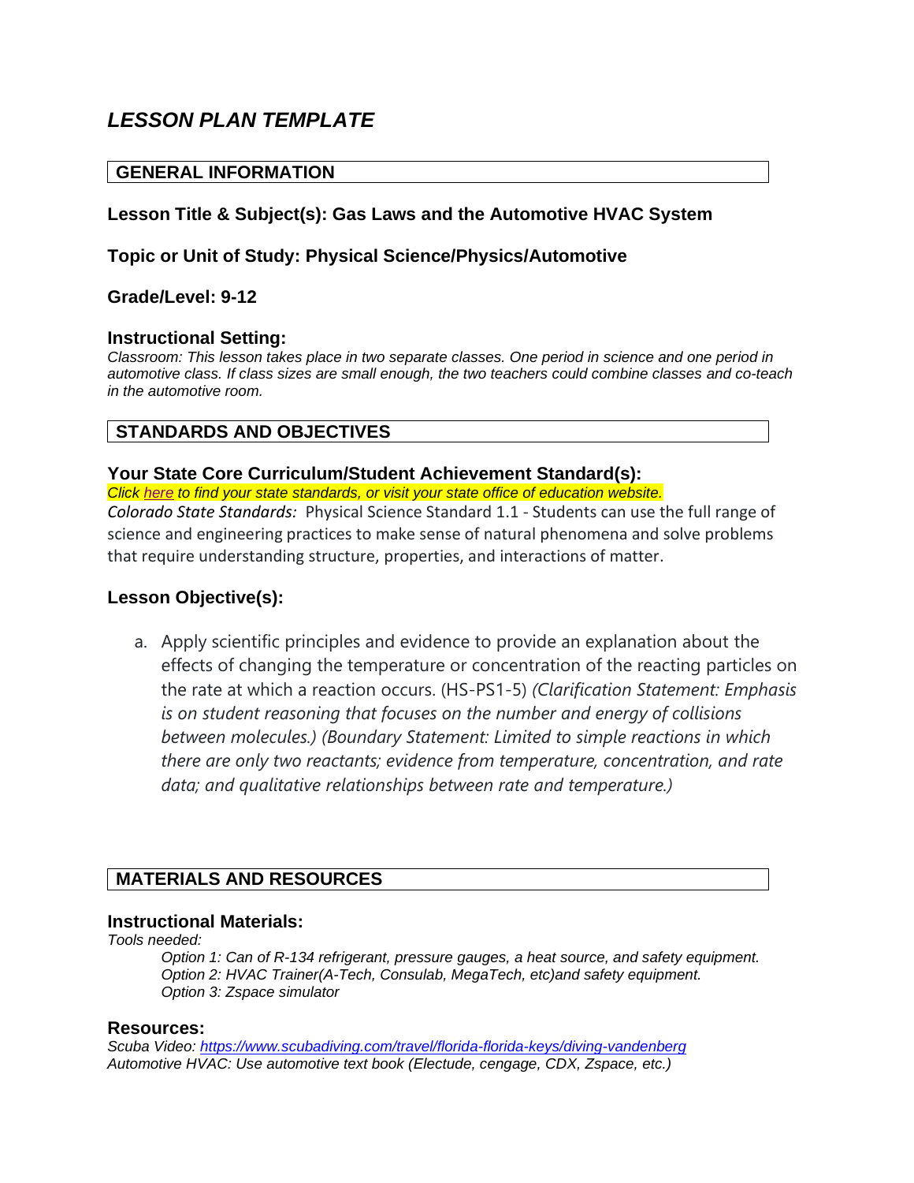# *LESSON PLAN TEMPLATE*

## GENERAL INFORMATION

**Lesson Title & Subject(s): Gas Laws and the Automotive HVAC System**

**Topic or Unit of Study: Physical Science/Physics/Automotive**

**Grade/Level: 9-12**

**Instructional Setting:**

*Classroom: This lesson takes place in two separate classes. One period in science and one period in automotive class. If class sizes are small enough, the two teachers could combine classes and co-teach in the automotive room.*

## STANDARDS AND OBJECTIVES

**Your State Core Curriculum/Student Achievement Standard(s):**

*Click here to find your state standards, or visit your state office of education website.*

*Colorado State Standards:* Physical Science Standard 1.1 - Students can use the full range of science and engineering practices to make sense of natural phenomena and solve problems that require understanding structure, properties, and interactions of matter.

**Lesson Objective(s):**

a. Apply scientific principles and evidence to provide an explanation about the effects of changing the temperature or concentration of the reacting particles on the rate at which a reaction occurs. (HS-PS1-5) *(Clarification Statement: Emphasis is on student reasoning that focuses on the number and energy of collisions between molecules.) (Boundary Statement: Limited to simple reactions in which there are only two reactants; evidence from temperature, concentration, and rate data; and qualitative relationships between rate and temperature.)*

## MATERIALS AND RESOURCES

**Instructional Materials:**

*Tools needed:*

*Option 1: Can of R-134 refrigerant, pressure gauges, a heat source, and safety equipment.*
*Option 2: HVAC Trainer(A-Tech, Consulab, MegaTech, etc)and safety equipment.*
*Option 3: Zspace simulator*

**Resources:**

*Scuba Video: https://www.scubadiving.com/travel/florida-florida-keys/diving-vandenberg*
*Automotive HVAC: Use automotive text book (Electude, cengage, CDX, Zspace, etc.)*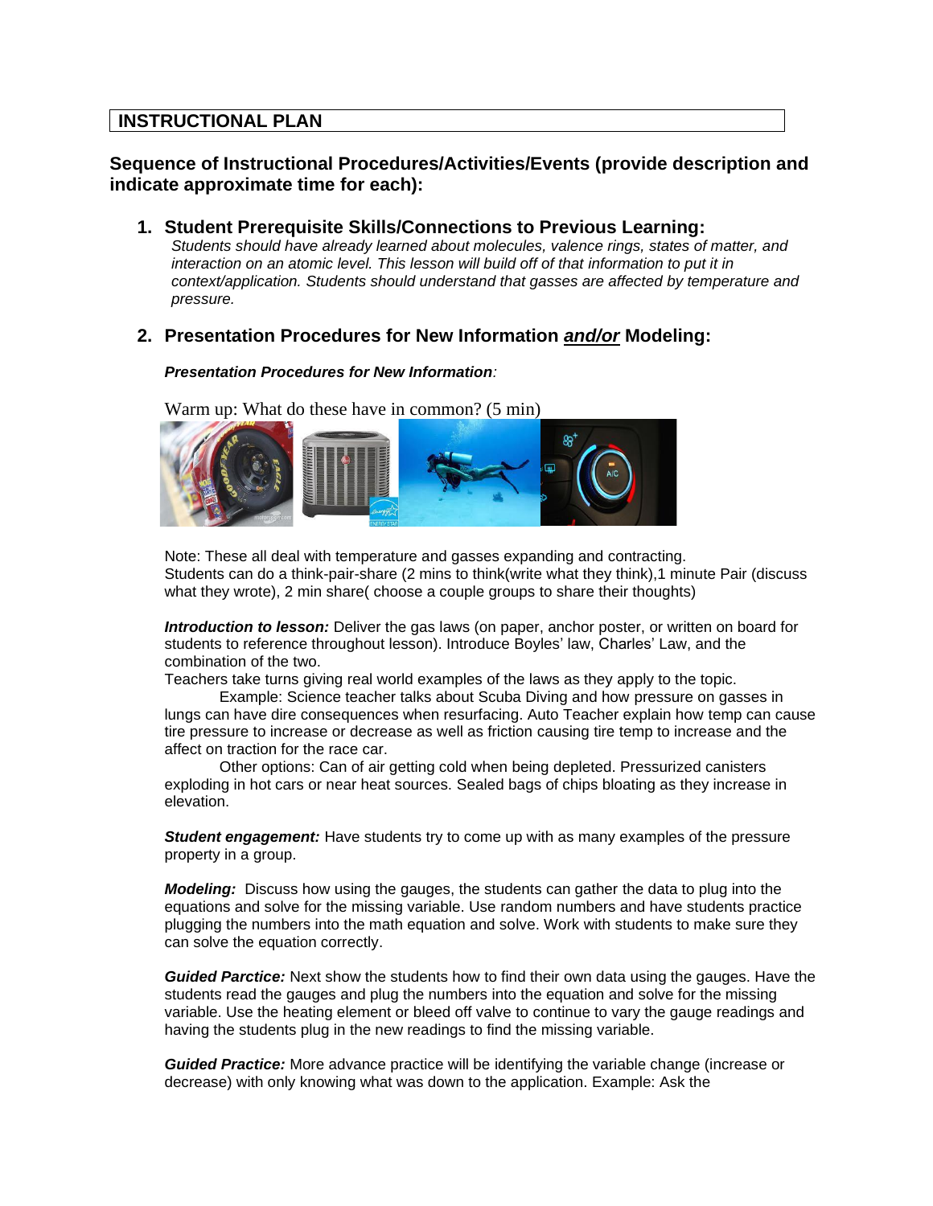## INSTRUCTIONAL PLAN

### Sequence of Instructional Procedures/Activities/Events (provide description and indicate approximate time for each):

1. **Student Prerequisite Skills/Connections to Previous Learning:**
   *Students should have already learned about molecules, valence rings, states of matter, and interaction on an atomic level. This lesson will build off of that information to put it in context/application. Students should understand that gasses are affected by temperature and pressure.*

2. **Presentation Procedures for New Information *and/or* Modeling:**

***Presentation Procedures for New Information**:*

Warm up: What do these have in common? (5 min)

Note: These all deal with temperature and gasses expanding and contracting.
Students can do a think-pair-share (2 mins to think(write what they think),1 minute Pair (discuss what they wrote), 2 min share( choose a couple groups to share their thoughts)

***Introduction to lesson:*** Deliver the gas laws (on paper, anchor poster, or written on board for students to reference throughout lesson). Introduce Boyles' law, Charles' Law, and the combination of the two.
Teachers take turns giving real world examples of the laws as they apply to the topic.

Example: Science teacher talks about Scuba Diving and how pressure on gasses in lungs can have dire consequences when resurfacing. Auto Teacher explain how temp can cause tire pressure to increase or decrease as well as friction causing tire temp to increase and the affect on traction for the race car.

Other options: Can of air getting cold when being depleted. Pressurized canisters exploding in hot cars or near heat sources. Sealed bags of chips bloating as they increase in elevation.

***Student engagement:*** Have students try to come up with as many examples of the pressure property in a group.

***Modeling:*** Discuss how using the gauges, the students can gather the data to plug into the equations and solve for the missing variable. Use random numbers and have students practice plugging the numbers into the math equation and solve. Work with students to make sure they can solve the equation correctly.

***Guided Parctice:*** Next show the students how to find their own data using the gauges. Have the students read the gauges and plug the numbers into the equation and solve for the missing variable. Use the heating element or bleed off valve to continue to vary the gauge readings and having the students plug in the new readings to find the missing variable.

***Guided Practice:*** More advance practice will be identifying the variable change (increase or decrease) with only knowing what was down to the application. Example: Ask the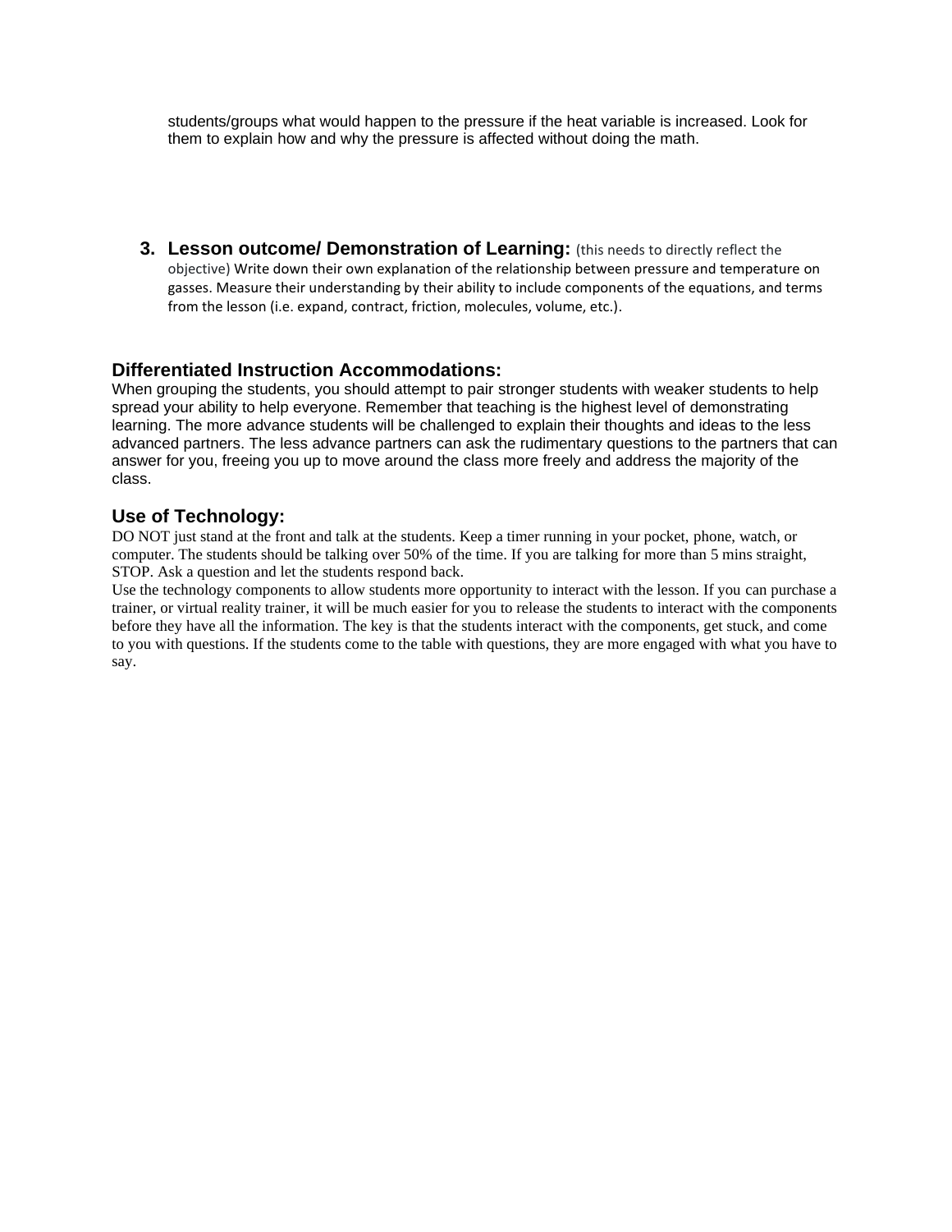students/groups what would happen to the pressure if the heat variable is increased. Look for them to explain how and why the pressure is affected without doing the math.

3. **Lesson outcome/ Demonstration of Learning:** (this needs to directly reflect the objective) Write down their own explanation of the relationship between pressure and temperature on gasses. Measure their understanding by their ability to include components of the equations, and terms from the lesson (i.e. expand, contract, friction, molecules, volume, etc.).

### Differentiated Instruction Accommodations:

When grouping the students, you should attempt to pair stronger students with weaker students to help spread your ability to help everyone. Remember that teaching is the highest level of demonstrating learning. The more advance students will be challenged to explain their thoughts and ideas to the less advanced partners. The less advance partners can ask the rudimentary questions to the partners that can answer for you, freeing you up to move around the class more freely and address the majority of the class.

### Use of Technology:

DO NOT just stand at the front and talk at the students. Keep a timer running in your pocket, phone, watch, or computer. The students should be talking over 50% of the time. If you are talking for more than 5 mins straight, STOP. Ask a question and let the students respond back.

Use the technology components to allow students more opportunity to interact with the lesson. If you can purchase a trainer, or virtual reality trainer, it will be much easier for you to release the students to interact with the components before they have all the information. The key is that the students interact with the components, get stuck, and come to you with questions. If the students come to the table with questions, they are more engaged with what you have to say.